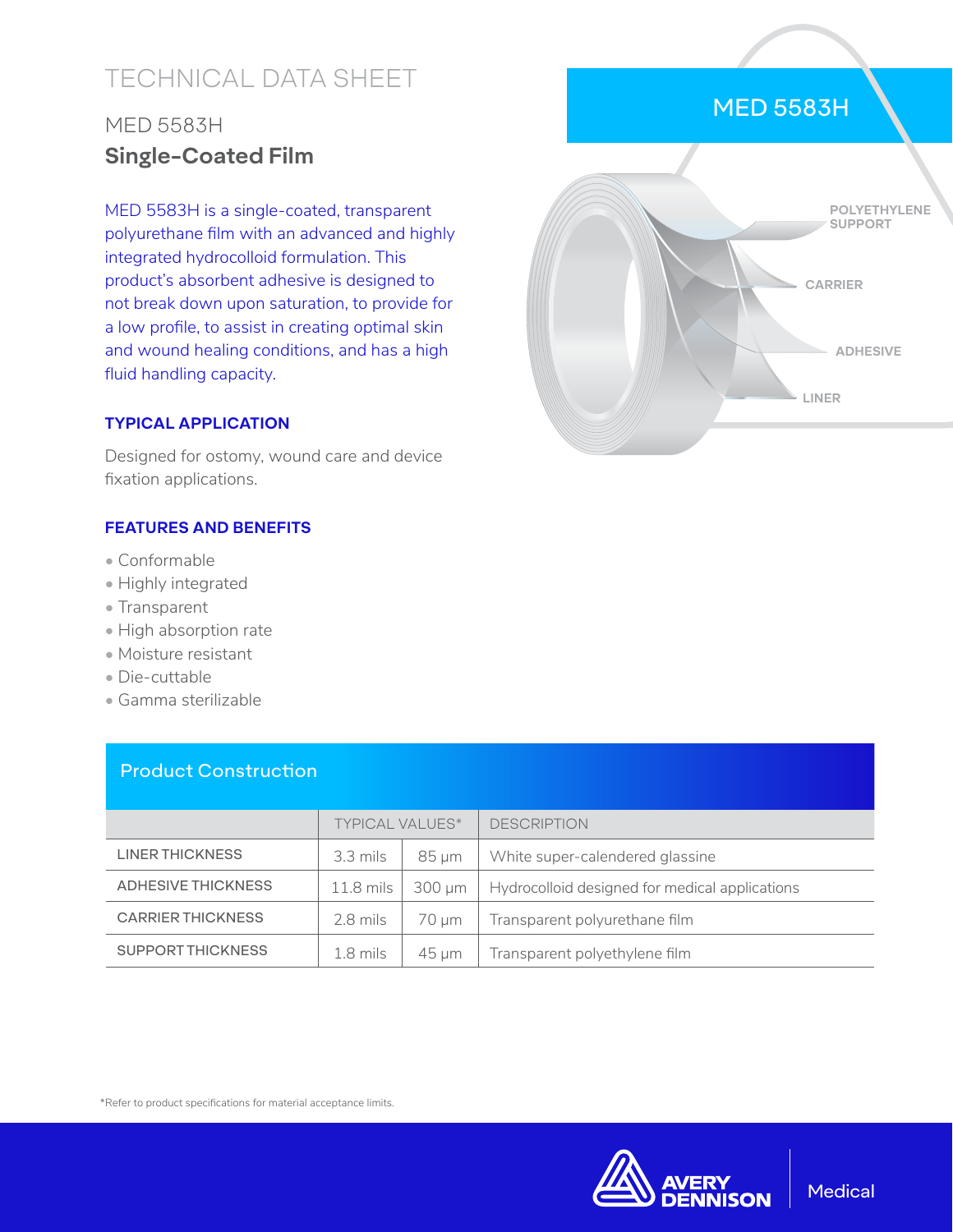# TECHNICAL DATA SHEET

## MED 5583H

## Single-Coated Film

MED 5583H is a single-coated, transparent polyurethane film with an advanced and highly integrated hydrocolloid formulation. This product's absorbent adhesive is designed to not break down upon saturation, to provide for a low profile, to assist in creating optimal skin and wound healing conditions, and has a high fluid handling capacity.

MED 5583H

POLYETHYLENE SUPPORT

CARRIER

ADHESIVE

LINER

### TYPICAL APPLICATION

Designed for ostomy, wound care and device fixation applications.

### FEATURES AND BENEFITS

- Conformable
- Highly integrated
- Transparent
- High absorption rate
- Moisture resistant
- Die-cuttable
- Gamma sterilizable

### Product Construction

| | TYPICAL VALUES* | | DESCRIPTION |
|---|---|---|---|
| LINER THICKNESS | 3.3 mils | 85 µm | White super-calendered glassine |
| ADHESIVE THICKNESS | 11.8 mils | 300 µm | Hydrocolloid designed for medical applications |
| CARRIER THICKNESS | 2.8 mils | 70 µm | Transparent polyurethane film |
| SUPPORT THICKNESS | 1.8 mils | 45 µm | Transparent polyethylene film |

*Refer to product specifications for material acceptance limits.

AVERY DENNISON Medical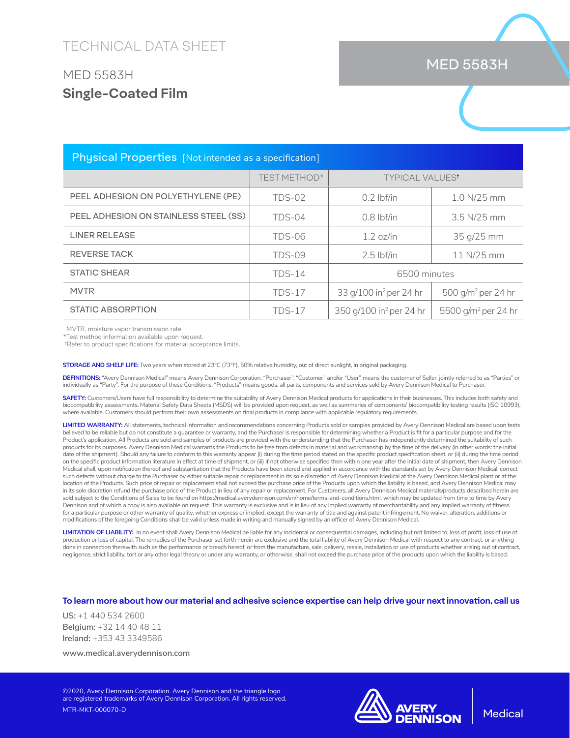# TECHNICAL DATA SHEET

MED 5583H

## Single-Coated Film

MED 5583H

## Physical Properties [Not intended as a specification]

| | TEST METHOD* | TYPICAL VALUES† | |
|---|---|---|---|
| PEEL ADHESION ON POLYETHYLENE (PE) | TDS-02 | 0.2 lbf/in | 1.0 N/25 mm |
| PEEL ADHESION ON STAINLESS STEEL (SS) | TDS-04 | 0.8 lbf/in | 3.5 N/25 mm |
| LINER RELEASE | TDS-06 | 1.2 oz/in | 35 g/25 mm |
| REVERSE TACK | TDS-09 | 2.5 lbf/in | 11 N/25 mm |
| STATIC SHEAR | TDS-14 | 6500 minutes | |
| MVTR | TDS-17 | 33 g/100 $in^2$ per 24 hr | 500 g/$m^2$ per 24 hr |
| STATIC ABSORPTION | TDS-17 | 350 g/100 $in^2$ per 24 hr | 5500 g/$m^2$ per 24 hr |

MVTR, moisture vapor transmission rate.
*Test method information available upon request.
†Refer to product specifications for material acceptance limits.

**STORAGE AND SHELF LIFE:** Two years when stored at 23°C (73°F), 50% relative humidity, out of direct sunlight, in original packaging.

**DEFINITIONS:** "Avery Dennison Medical" means Avery Dennison Corporation. "Purchaser", "Customer" and/or "User" means the customer of Seller, jointly referred to as "Parties" or individually as "Party". For the purpose of these Conditions, "Products" means goods, all parts, components and services sold by Avery Dennison Medical to Purchaser.

**SAFETY:** Customers/Users have full responsibility to determine the suitability of Avery Dennison Medical products for applications in their businesses. This includes both safety and biocompatibility assessments. Material Safety Data Sheets (MSDS) will be provided upon request, as well as summaries of components' biocompatibility testing results (ISO 10993), where available. Customers should perform their own assessments on final products in compliance with applicable regulatory requirements.

**LIMITED WARRANTY:** All statements, technical information and recommendations concerning Products sold or samples provided by Avery Dennison Medical are based upon tests believed to be reliable but do not constitute a guarantee or warranty, and the Purchaser is responsible for determining whether a Product is fit for a particular purpose and for the Product's application. All Products are sold and samples of products are provided with the understanding that the Purchaser has independently determined the suitability of such products for its purposes. Avery Dennison Medical warrants the Products to be free from defects in material and workmanship by the time of the delivery (in other words: the initial date of the shipment). Should any failure to conform to this warranty appear (i) during the time period stated on the specific product specification sheet, or (ii) during the time period on the specific product information literature in effect at time of shipment, or (iii) if not otherwise specified then within one year after the initial date of shipment, then Avery Dennison Medical shall, upon notification thereof and substantiation that the Products have been stored and applied in accordance with the standards set by Avery Dennison Medical, correct such defects without charge to the Purchaser by either suitable repair or replacement in its sole discretion of Avery Dennison Medical at the Avery Dennison Medical plant or at the location of the Products. Such price of repair or replacement shall not exceed the purchase price of the Products upon which the liability is based, and Avery Dennison Medical may in its sole discretion refund the purchase price of the Product in lieu of any repair or replacement. For Customers, all Avery Dennison Medical materials/products described herein are sold subject to the Conditions of Sales to be found on https://medical.averydennison.com/en/home/terms-and-conditions.html, which may be updated from time to time by Avery Dennison and of which a copy is also available on request. This warranty is exclusive and is in lieu of any implied warranty of merchantability and any implied warranty of fitness for a particular purpose or other warranty of quality, whether express or implied, except the warranty of title and against patent infringement. No waiver, alteration, additions or modifications of the foregoing Conditions shall be valid unless made in writing and manually signed by an officer of Avery Dennison Medical.

**LIMITATION OF LIABILITY:** In no event shall Avery Dennison Medical be liable for any incidental or consequential damages, including but not limited to, loss of profit, loss of use of production or loss of capital. The remedies of the Purchaser set forth herein are exclusive and the total liability of Avery Dennison Medical with respect to any contract, or anything done in connection therewith such as the performance or breach hereof, or from the manufacture, sale, delivery, resale, installation or use of products whether arising out of contract, negligence, strict liability, tort or any other legal theory or under any warranty, or otherwise, shall not exceed the purchase price of the products upon which the liability is based.

**To learn more about how our material and adhesive science expertise can help drive your next innovation, call us**

**US:** +1 440 534 2600
**Belgium:** +32 14 40 48 11
**Ireland:** +353 43 3349586

**www.medical.averydennison.com**

©2020, Avery Dennison Corporation. Avery Dennison and the triangle logo are registered trademarks of Avery Dennison Corporation. All rights reserved.

MTR-MKT-000070-D

AVERY DENNISON Medical